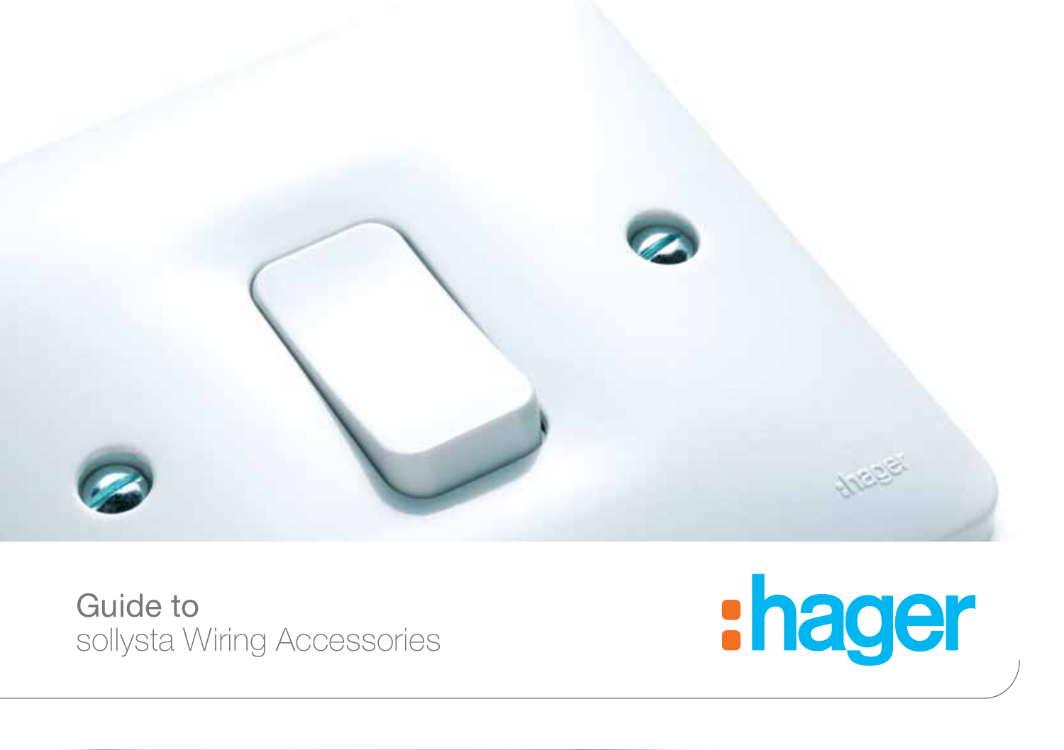# Guide to sollysta Wiring Accessories

hager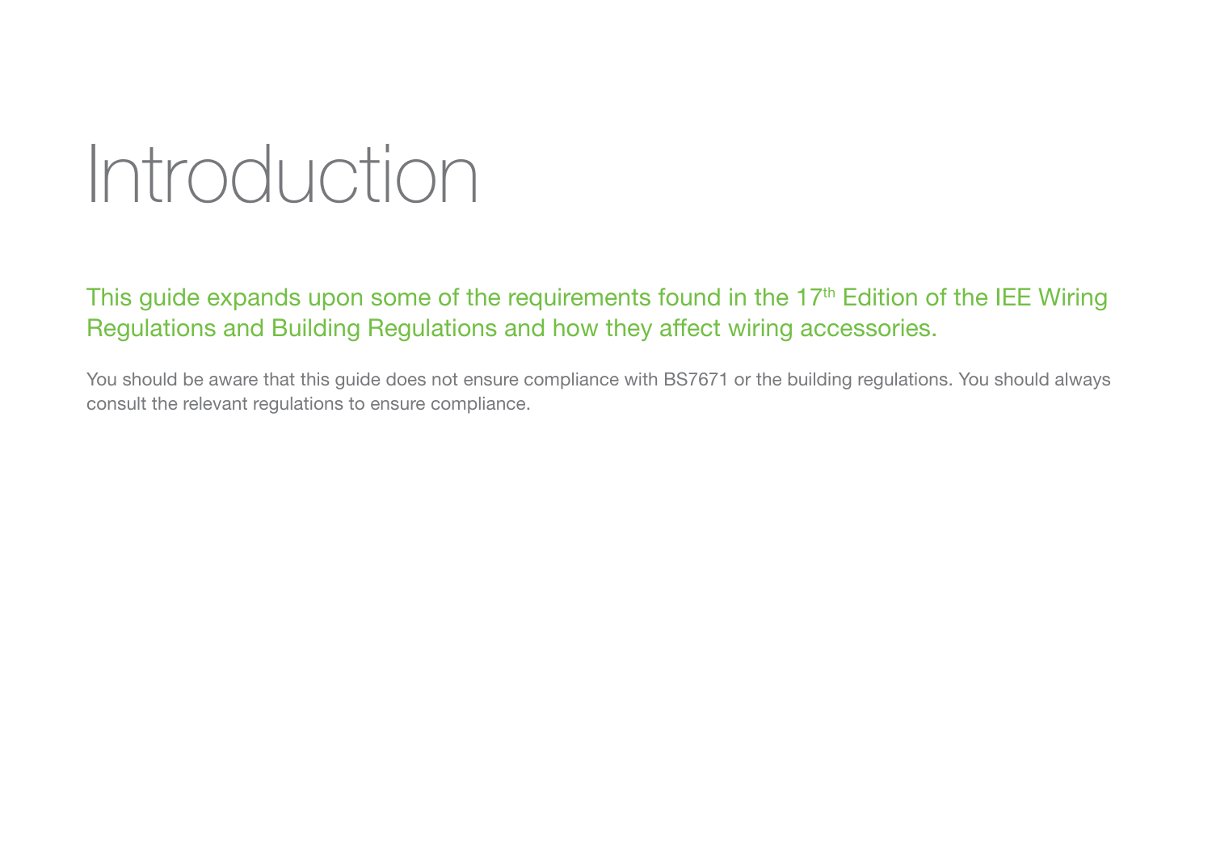# Introduction

This guide expands upon some of the requirements found in the 17th Edition of the IEE Wiring Regulations and Building Regulations and how they affect wiring accessories.

You should be aware that this guide does not ensure compliance with BS7671 or the building regulations. You should always consult the relevant regulations to ensure compliance.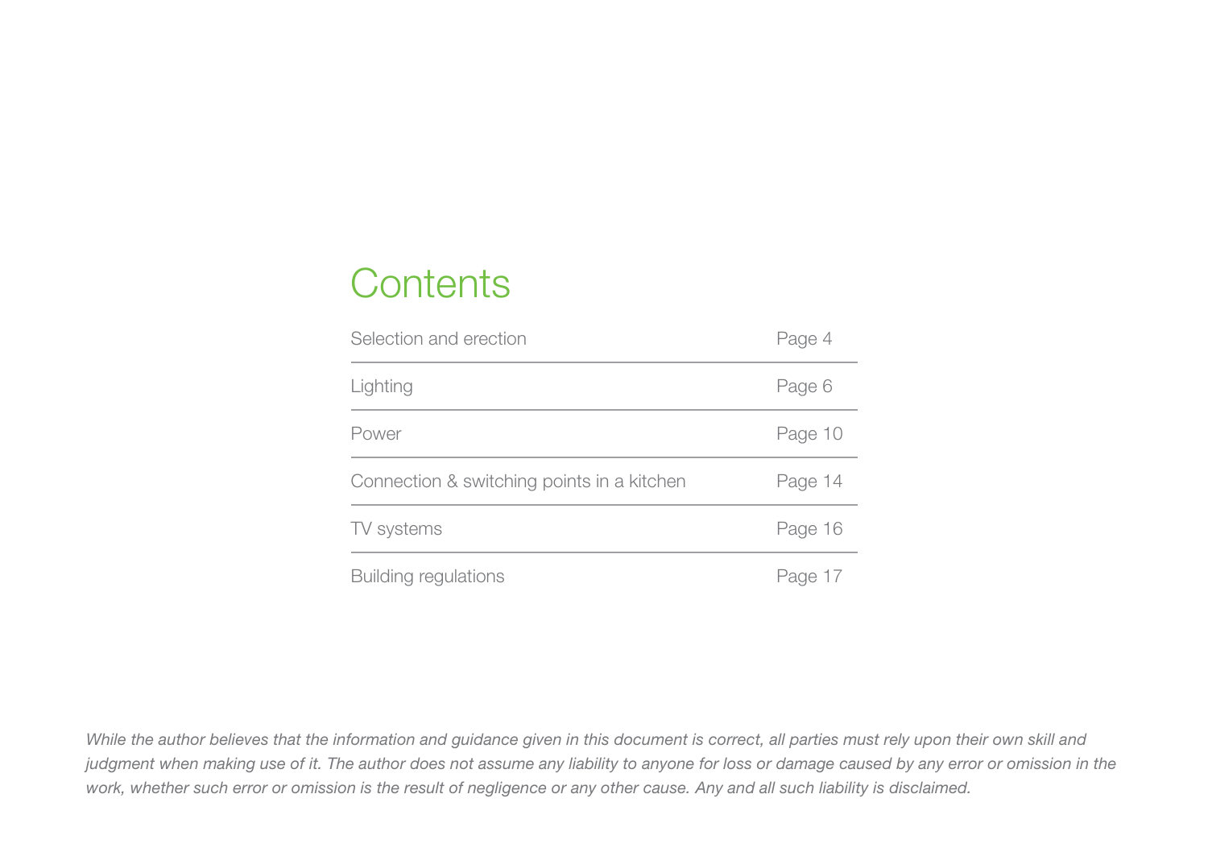# Contents

| Section | Page |
|---|---|
| Selection and erection | Page 4 |
| Lighting | Page 6 |
| Power | Page 10 |
| Connection & switching points in a kitchen | Page 14 |
| TV systems | Page 16 |
| Building regulations | Page 17 |

*While the author believes that the information and guidance given in this document is correct, all parties must rely upon their own skill and judgment when making use of it. The author does not assume any liability to anyone for loss or damage caused by any error or omission in the work, whether such error or omission is the result of negligence or any other cause. Any and all such liability is disclaimed.*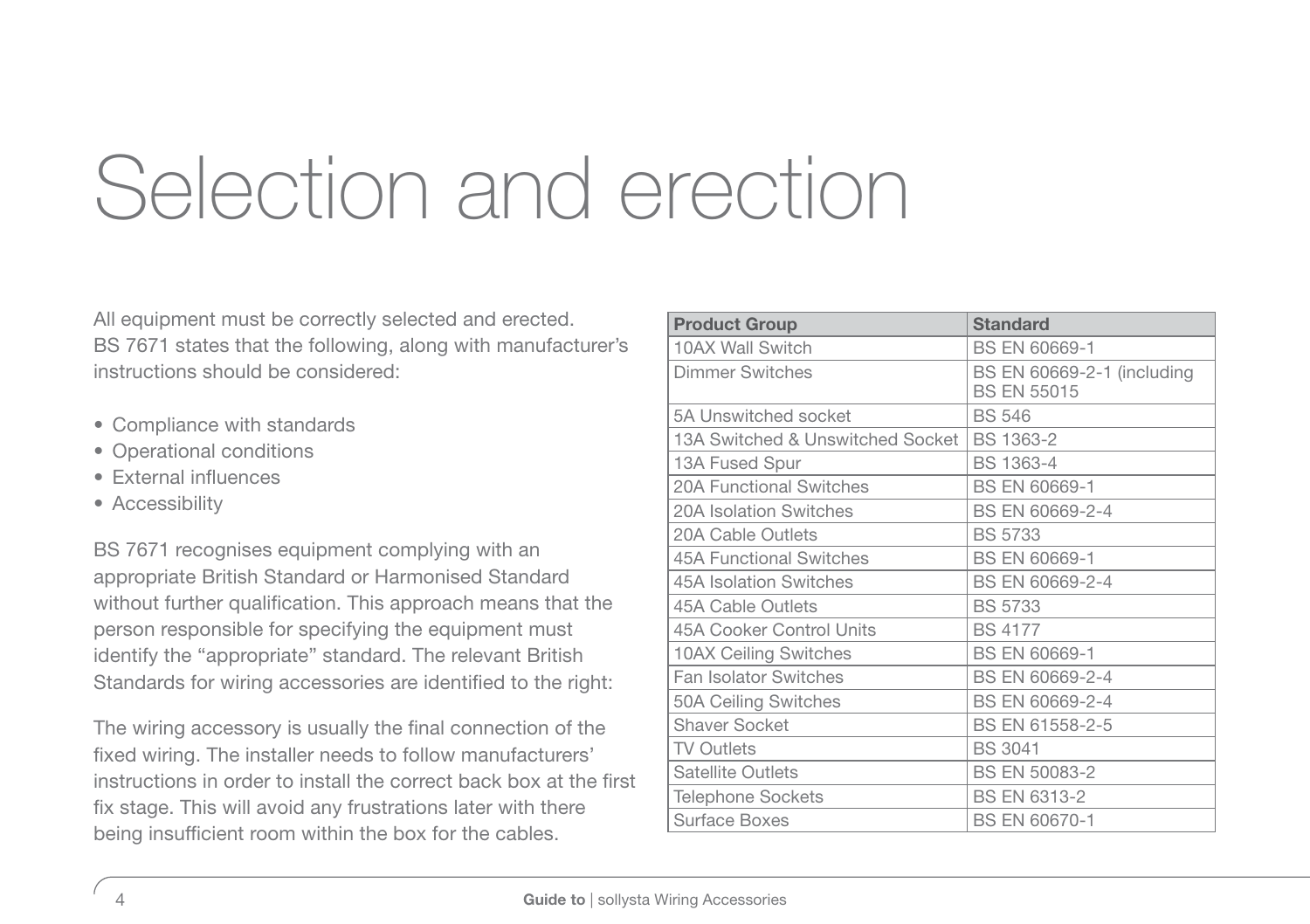# Selection and erection

All equipment must be correctly selected and erected. BS 7671 states that the following, along with manufacturer's instructions should be considered:

- Compliance with standards
- Operational conditions
- External influences
- Accessibility

BS 7671 recognises equipment complying with an appropriate British Standard or Harmonised Standard without further qualification. This approach means that the person responsible for specifying the equipment must identify the "appropriate" standard. The relevant British Standards for wiring accessories are identified to the right:

The wiring accessory is usually the final connection of the fixed wiring. The installer needs to follow manufacturers' instructions in order to install the correct back box at the first fix stage. This will avoid any frustrations later with there being insufficient room within the box for the cables.

| Product Group | Standard |
|---|---|
| 10AX Wall Switch | BS EN 60669-1 |
| Dimmer Switches | BS EN 60669-2-1 (including BS EN 55015 |
| 5A Unswitched socket | BS 546 |
| 13A Switched & Unswitched Socket | BS 1363-2 |
| 13A Fused Spur | BS 1363-4 |
| 20A Functional Switches | BS EN 60669-1 |
| 20A Isolation Switches | BS EN 60669-2-4 |
| 20A Cable Outlets | BS 5733 |
| 45A Functional Switches | BS EN 60669-1 |
| 45A Isolation Switches | BS EN 60669-2-4 |
| 45A Cable Outlets | BS 5733 |
| 45A Cooker Control Units | BS 4177 |
| 10AX Ceiling Switches | BS EN 60669-1 |
| Fan Isolator Switches | BS EN 60669-2-4 |
| 50A Ceiling Switches | BS EN 60669-2-4 |
| Shaver Socket | BS EN 61558-2-5 |
| TV Outlets | BS 3041 |
| Satellite Outlets | BS EN 50083-2 |
| Telephone Sockets | BS EN 6313-2 |
| Surface Boxes | BS EN 60670-1 |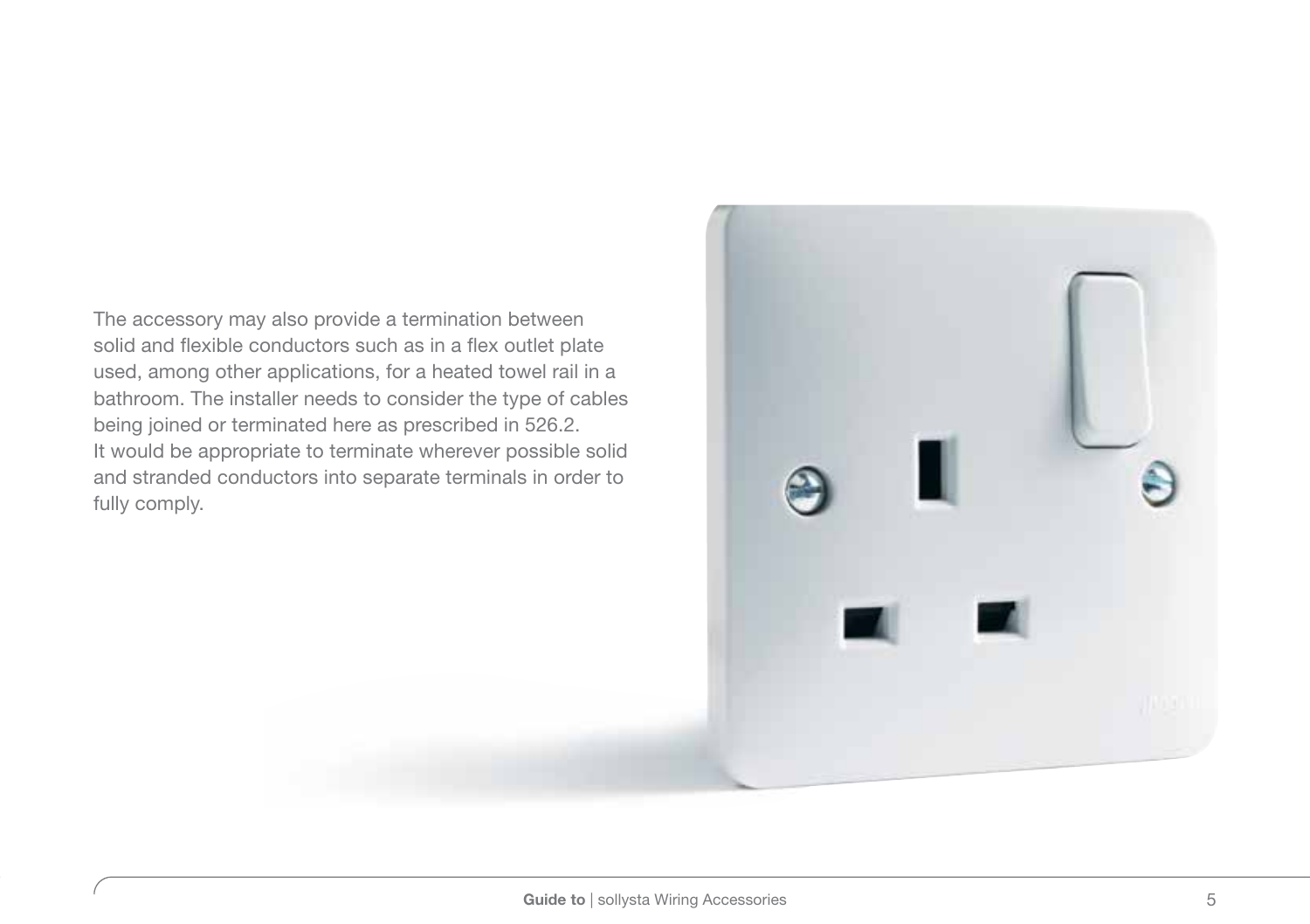The accessory may also provide a termination between solid and flexible conductors such as in a flex outlet plate used, among other applications, for a heated towel rail in a bathroom. The installer needs to consider the type of cables being joined or terminated here as prescribed in 526.2. It would be appropriate to terminate wherever possible solid and stranded conductors into separate terminals in order to fully comply.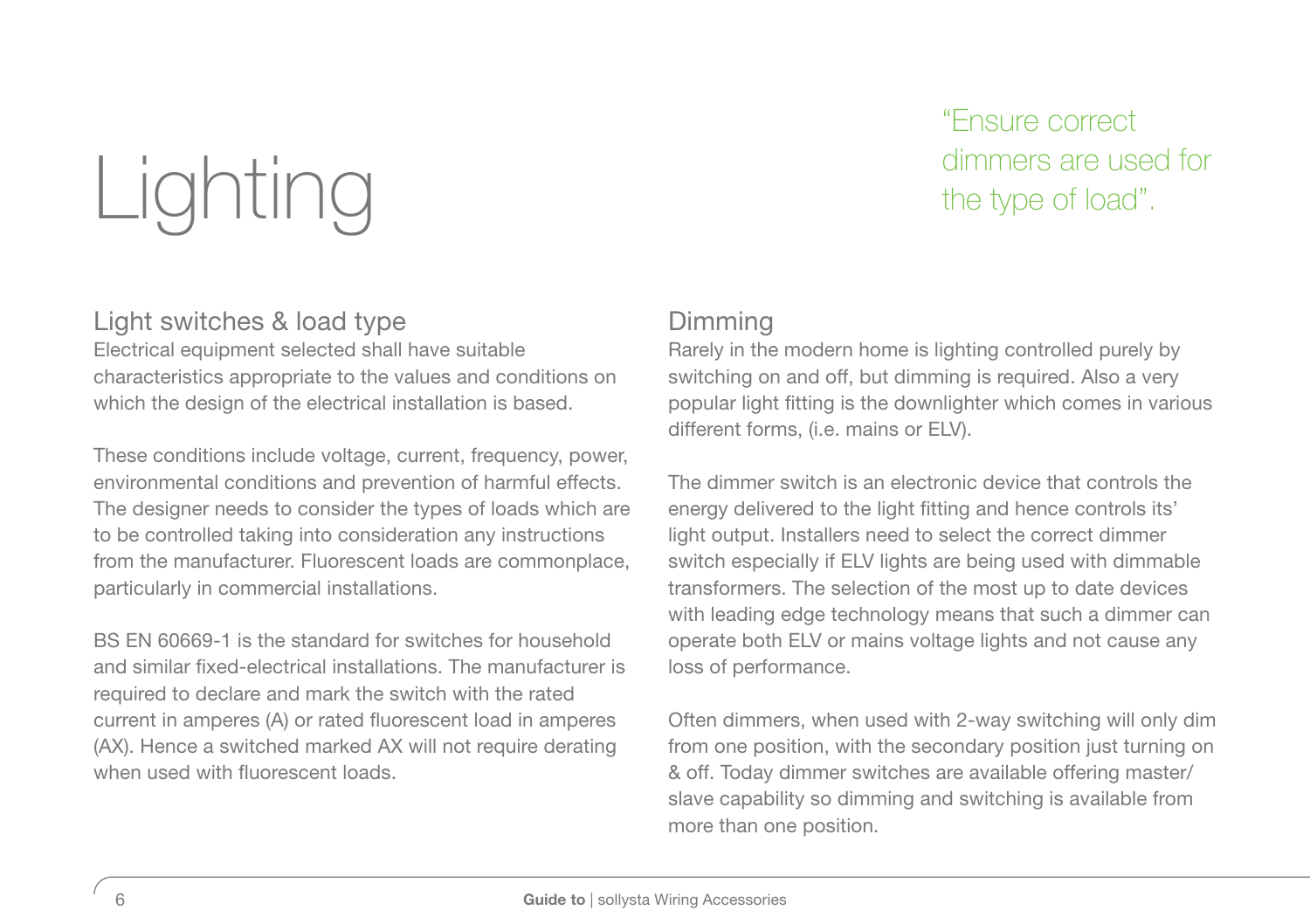# Lighting

"Ensure correct dimmers are used for the type of load".

## Light switches & load type

Electrical equipment selected shall have suitable characteristics appropriate to the values and conditions on which the design of the electrical installation is based.

These conditions include voltage, current, frequency, power, environmental conditions and prevention of harmful effects. The designer needs to consider the types of loads which are to be controlled taking into consideration any instructions from the manufacturer. Fluorescent loads are commonplace, particularly in commercial installations.

BS EN 60669-1 is the standard for switches for household and similar fixed-electrical installations. The manufacturer is required to declare and mark the switch with the rated current in amperes (A) or rated fluorescent load in amperes (AX). Hence a switched marked AX will not require derating when used with fluorescent loads.

## Dimming

Rarely in the modern home is lighting controlled purely by switching on and off, but dimming is required. Also a very popular light fitting is the downlighter which comes in various different forms, (i.e. mains or ELV).

The dimmer switch is an electronic device that controls the energy delivered to the light fitting and hence controls its' light output. Installers need to select the correct dimmer switch especially if ELV lights are being used with dimmable transformers. The selection of the most up to date devices with leading edge technology means that such a dimmer can operate both ELV or mains voltage lights and not cause any loss of performance.

Often dimmers, when used with 2-way switching will only dim from one position, with the secondary position just turning on & off. Today dimmer switches are available offering master/slave capability so dimming and switching is available from more than one position.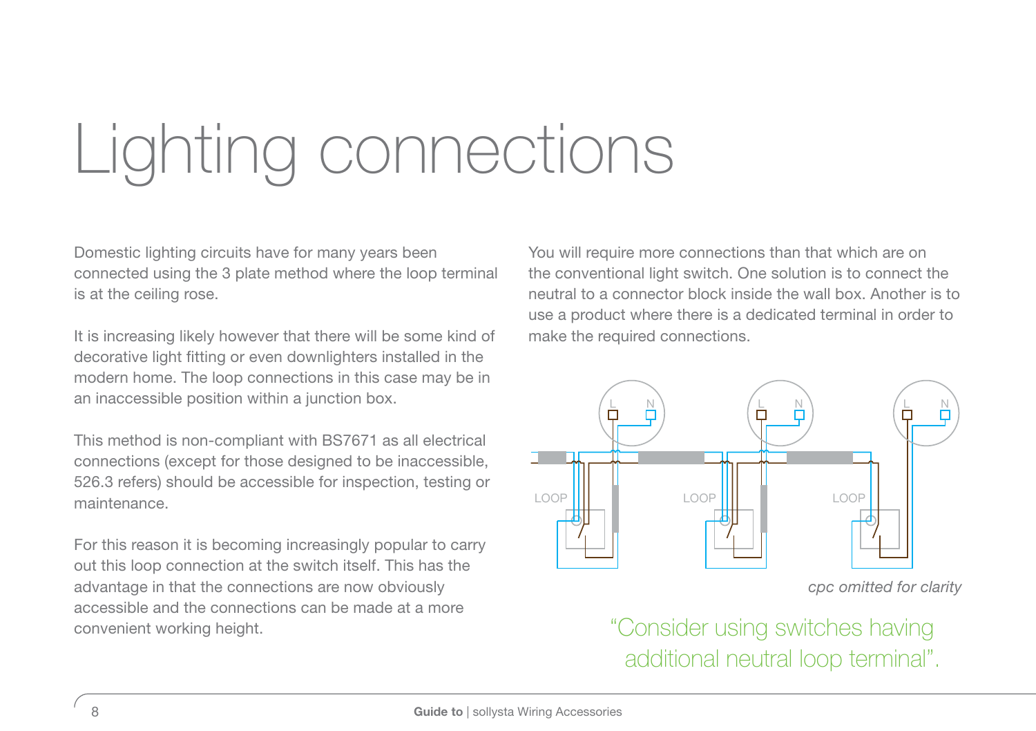# Lighting connections

Domestic lighting circuits have for many years been connected using the 3 plate method where the loop terminal is at the ceiling rose.

It is increasing likely however that there will be some kind of decorative light fitting or even downlighters installed in the modern home. The loop connections in this case may be in an inaccessible position within a junction box.

This method is non-compliant with BS7671 as all electrical connections (except for those designed to be inaccessible, 526.3 refers) should be accessible for inspection, testing or maintenance.

For this reason it is becoming increasingly popular to carry out this loop connection at the switch itself. This has the advantage in that the connections are now obviously accessible and the connections can be made at a more convenient working height.

You will require more connections than that which are on the conventional light switch. One solution is to connect the neutral to a connector block inside the wall box. Another is to use a product where there is a dedicated terminal in order to make the required connections.

*cpc omitted for clarity*

"Consider using switches having additional neutral loop terminal".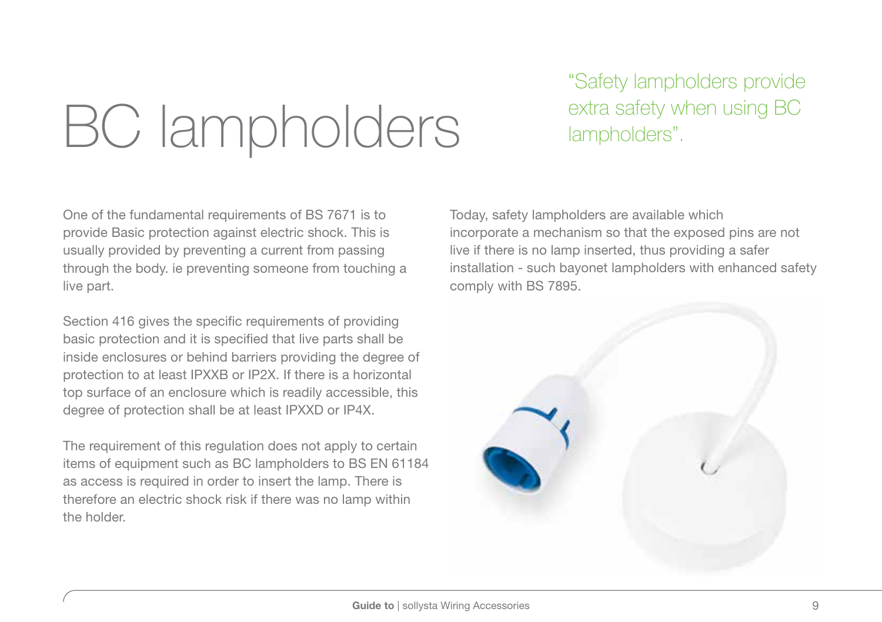# BC lampholders

"Safety lampholders provide extra safety when using BC lampholders".

One of the fundamental requirements of BS 7671 is to provide Basic protection against electric shock. This is usually provided by preventing a current from passing through the body. ie preventing someone from touching a live part.

Section 416 gives the specific requirements of providing basic protection and it is specified that live parts shall be inside enclosures or behind barriers providing the degree of protection to at least IPXXB or IP2X. If there is a horizontal top surface of an enclosure which is readily accessible, this degree of protection shall be at least IPXXD or IP4X.

The requirement of this regulation does not apply to certain items of equipment such as BC lampholders to BS EN 61184 as access is required in order to insert the lamp. There is therefore an electric shock risk if there was no lamp within the holder.

Today, safety lampholders are available which incorporate a mechanism so that the exposed pins are not live if there is no lamp inserted, thus providing a safer installation - such bayonet lampholders with enhanced safety comply with BS 7895.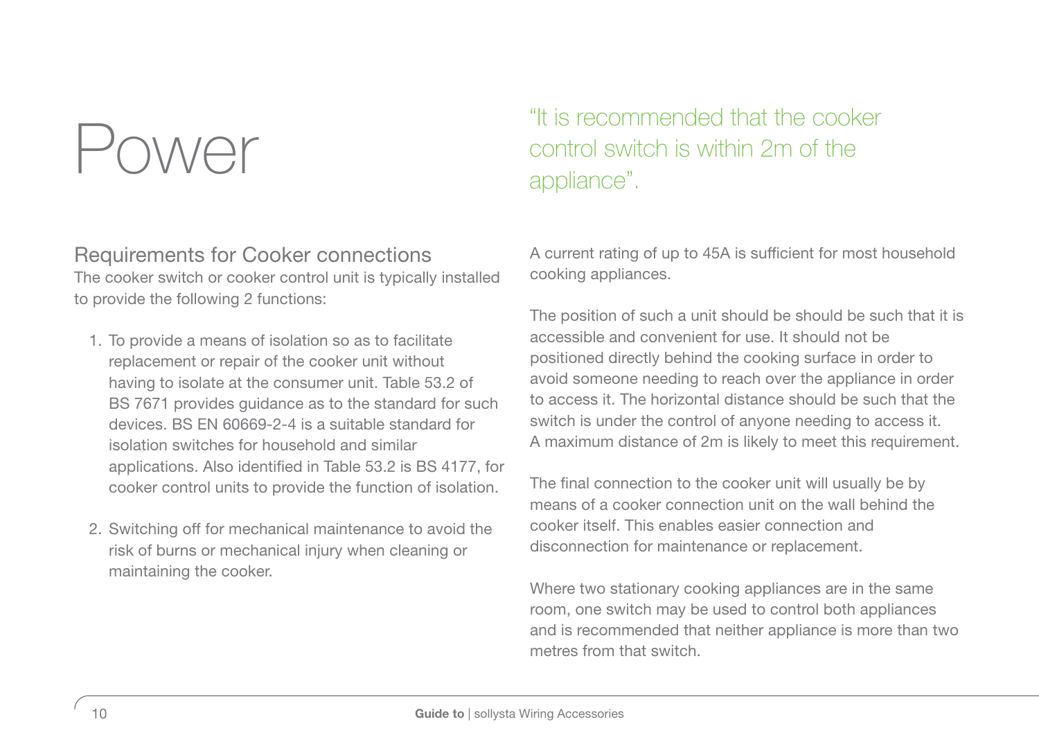# Power

"It is recommended that the cooker control switch is within 2m of the appliance".

## Requirements for Cooker connections

The cooker switch or cooker control unit is typically installed to provide the following 2 functions:

1. To provide a means of isolation so as to facilitate replacement or repair of the cooker unit without having to isolate at the consumer unit. Table 53.2 of BS 7671 provides guidance as to the standard for such devices. BS EN 60669-2-4 is a suitable standard for isolation switches for household and similar applications. Also identified in Table 53.2 is BS 4177, for cooker control units to provide the function of isolation.

2. Switching off for mechanical maintenance to avoid the risk of burns or mechanical injury when cleaning or maintaining the cooker.

A current rating of up to 45A is sufficient for most household cooking appliances.

The position of such a unit should be should be such that it is accessible and convenient for use. It should not be positioned directly behind the cooking surface in order to avoid someone needing to reach over the appliance in order to access it. The horizontal distance should be such that the switch is under the control of anyone needing to access it. A maximum distance of 2m is likely to meet this requirement.

The final connection to the cooker unit will usually be by means of a cooker connection unit on the wall behind the cooker itself. This enables easier connection and disconnection for maintenance or replacement.

Where two stationary cooking appliances are in the same room, one switch may be used to control both appliances and is recommended that neither appliance is more than two metres from that switch.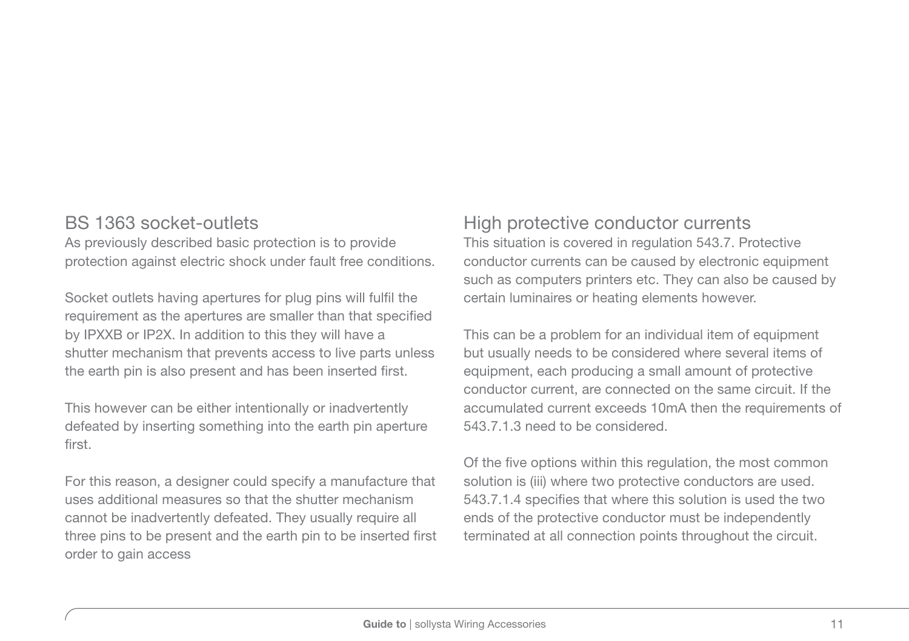## BS 1363 socket-outlets

As previously described basic protection is to provide protection against electric shock under fault free conditions.

Socket outlets having apertures for plug pins will fulfil the requirement as the apertures are smaller than that specified by IPXXB or IP2X. In addition to this they will have a shutter mechanism that prevents access to live parts unless the earth pin is also present and has been inserted first.

This however can be either intentionally or inadvertently defeated by inserting something into the earth pin aperture first.

For this reason, a designer could specify a manufacture that uses additional measures so that the shutter mechanism cannot be inadvertently defeated. They usually require all three pins to be present and the earth pin to be inserted first order to gain access

## High protective conductor currents

This situation is covered in regulation 543.7. Protective conductor currents can be caused by electronic equipment such as computers printers etc. They can also be caused by certain luminaires or heating elements however.

This can be a problem for an individual item of equipment but usually needs to be considered where several items of equipment, each producing a small amount of protective conductor current, are connected on the same circuit. If the accumulated current exceeds 10mA then the requirements of 543.7.1.3 need to be considered.

Of the five options within this regulation, the most common solution is (iii) where two protective conductors are used. 543.7.1.4 specifies that where this solution is used the two ends of the protective conductor must be independently terminated at all connection points throughout the circuit.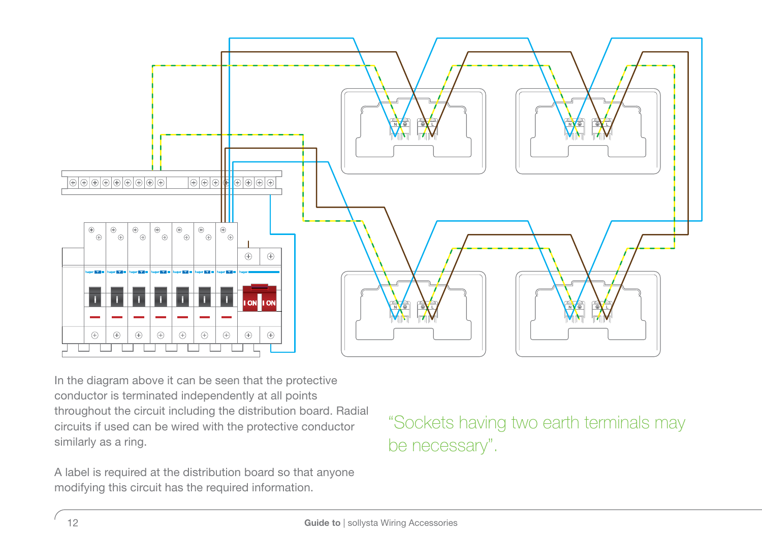In the diagram above it can be seen that the protective conductor is terminated independently at all points throughout the circuit including the distribution board. Radial circuits if used can be wired with the protective conductor similarly as a ring.

A label is required at the distribution board so that anyone modifying this circuit has the required information.

> "Sockets having two earth terminals may be necessary".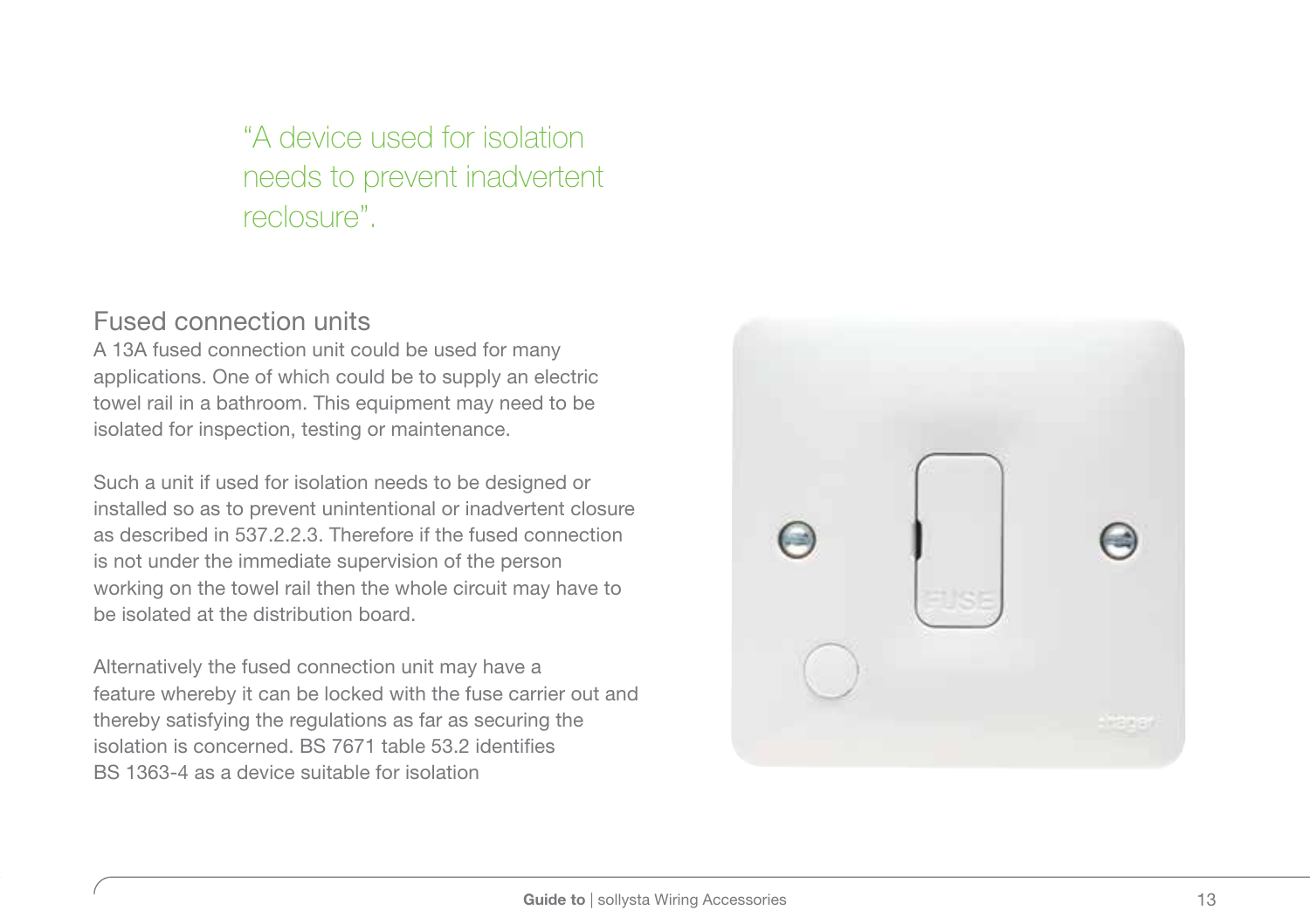> "A device used for isolation needs to prevent inadvertent reclosure".

## Fused connection units

A 13A fused connection unit could be used for many applications. One of which could be to supply an electric towel rail in a bathroom. This equipment may need to be isolated for inspection, testing or maintenance.

Such a unit if used for isolation needs to be designed or installed so as to prevent unintentional or inadvertent closure as described in 537.2.2.3. Therefore if the fused connection is not under the immediate supervision of the person working on the towel rail then the whole circuit may have to be isolated at the distribution board.

Alternatively the fused connection unit may have a feature whereby it can be locked with the fuse carrier out and thereby satisfying the regulations as far as securing the isolation is concerned. BS 7671 table 53.2 identifies BS 1363-4 as a device suitable for isolation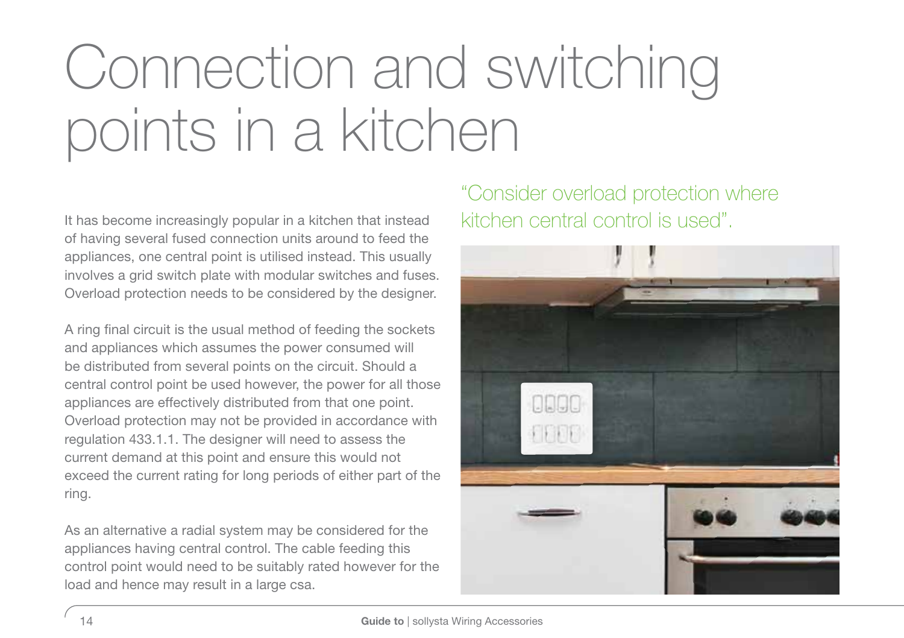# Connection and switching points in a kitchen

It has become increasingly popular in a kitchen that instead of having several fused connection units around to feed the appliances, one central point is utilised instead. This usually involves a grid switch plate with modular switches and fuses. Overload protection needs to be considered by the designer.

A ring final circuit is the usual method of feeding the sockets and appliances which assumes the power consumed will be distributed from several points on the circuit. Should a central control point be used however, the power for all those appliances are effectively distributed from that one point. Overload protection may not be provided in accordance with regulation 433.1.1. The designer will need to assess the current demand at this point and ensure this would not exceed the current rating for long periods of either part of the ring.

As an alternative a radial system may be considered for the appliances having central control. The cable feeding this control point would need to be suitably rated however for the load and hence may result in a large csa.

"Consider overload protection where kitchen central control is used".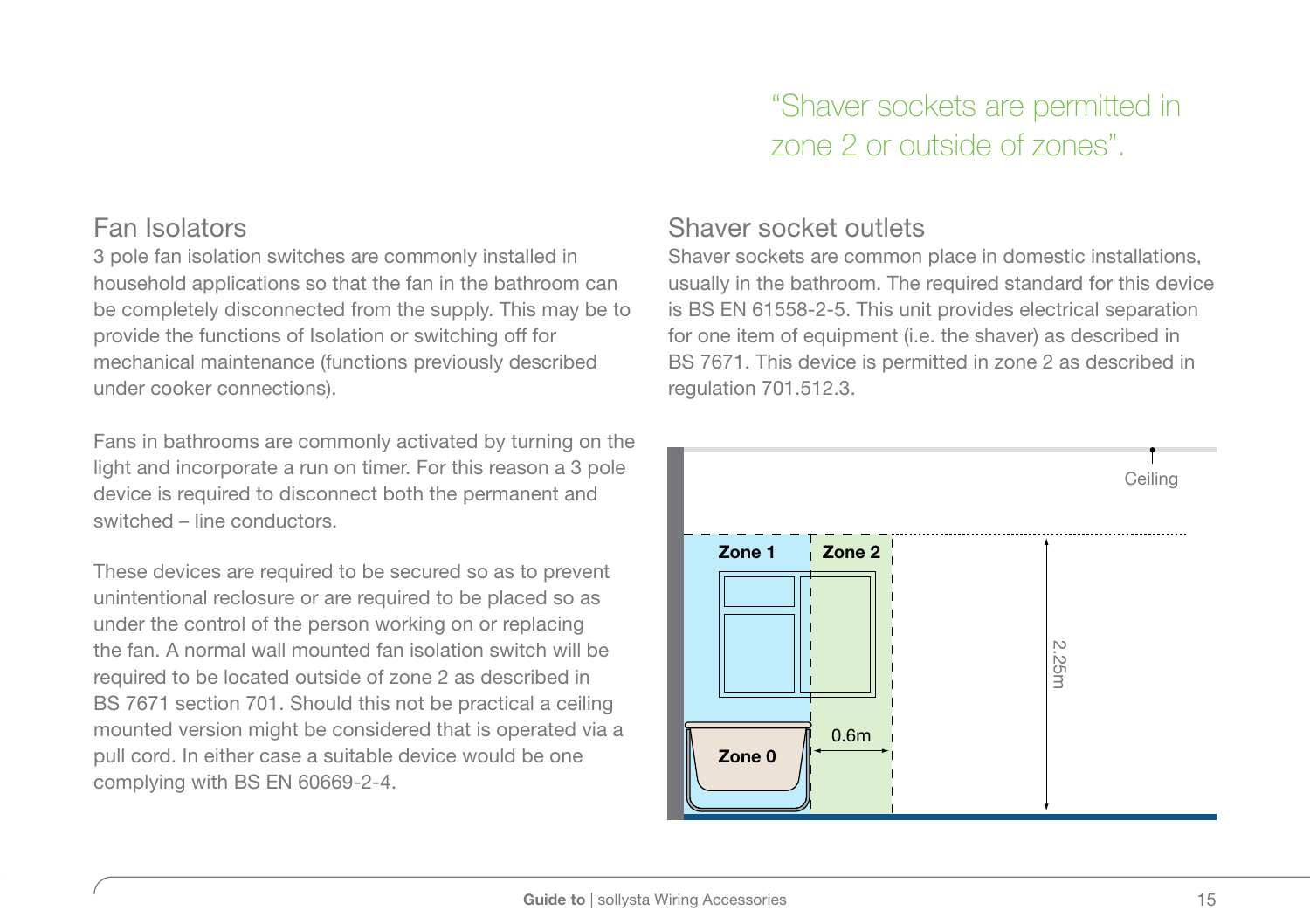"Shaver sockets are permitted in zone 2 or outside of zones".

## Fan Isolators

3 pole fan isolation switches are commonly installed in household applications so that the fan in the bathroom can be completely disconnected from the supply. This may be to provide the functions of Isolation or switching off for mechanical maintenance (functions previously described under cooker connections).

Fans in bathrooms are commonly activated by turning on the light and incorporate a run on timer. For this reason a 3 pole device is required to disconnect both the permanent and switched – line conductors.

These devices are required to be secured so as to prevent unintentional reclosure or are required to be placed so as under the control of the person working on or replacing the fan. A normal wall mounted fan isolation switch will be required to be located outside of zone 2 as described in BS 7671 section 701. Should this not be practical a ceiling mounted version might be considered that is operated via a pull cord. In either case a suitable device would be one complying with BS EN 60669-2-4.

## Shaver socket outlets

Shaver sockets are common place in domestic installations, usually in the bathroom. The required standard for this device is BS EN 61558-2-5. This unit provides electrical separation for one item of equipment (i.e. the shaver) as described in BS 7671. This device is permitted in zone 2 as described in regulation 701.512.3.

Ceiling

Zone 1

Zone 2

Zone 0

0.6m

2.25m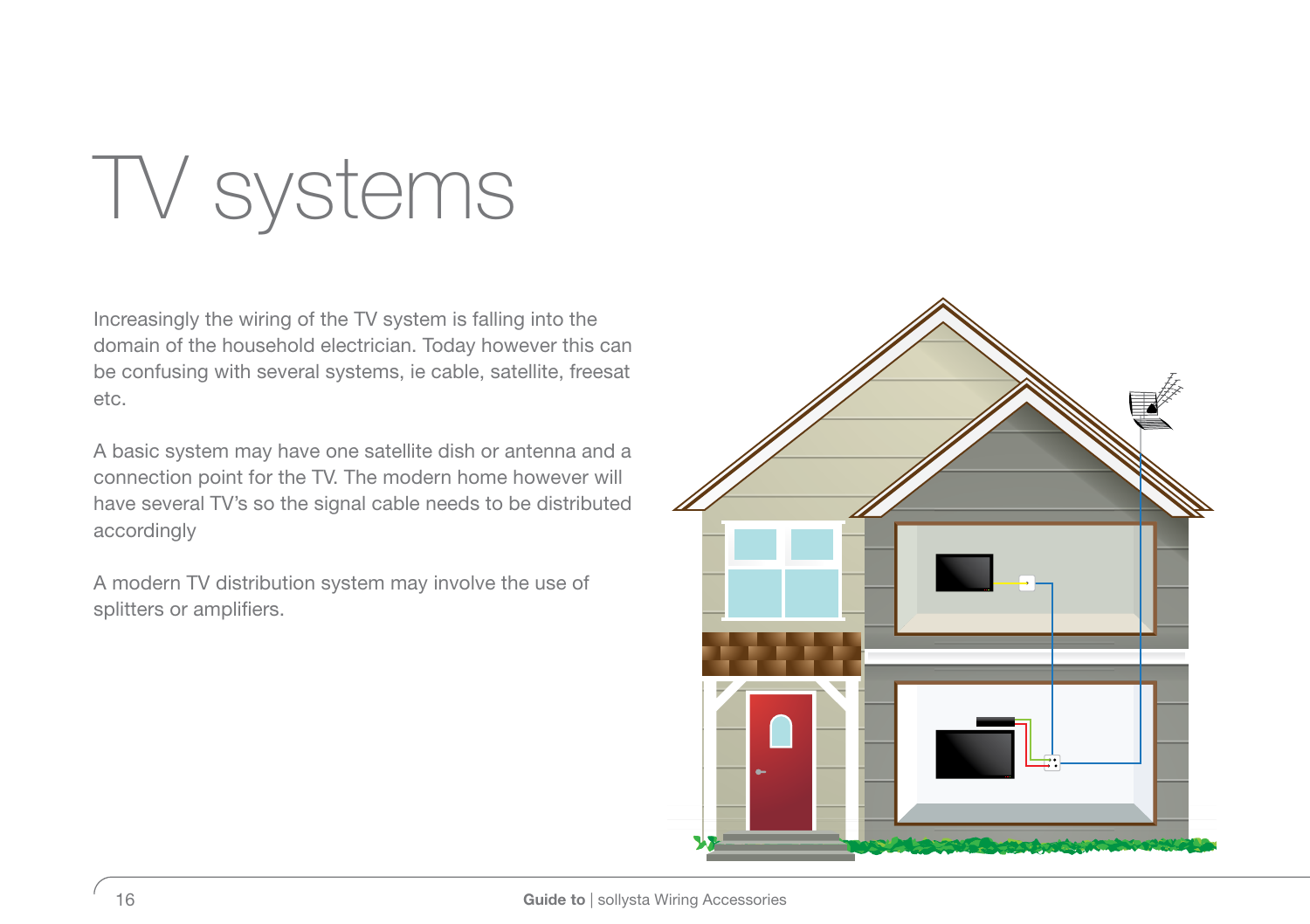# TV systems

Increasingly the wiring of the TV system is falling into the domain of the household electrician. Today however this can be confusing with several systems, ie cable, satellite, freesat etc.

A basic system may have one satellite dish or antenna and a connection point for the TV. The modern home however will have several TV's so the signal cable needs to be distributed accordingly

A modern TV distribution system may involve the use of splitters or amplifiers.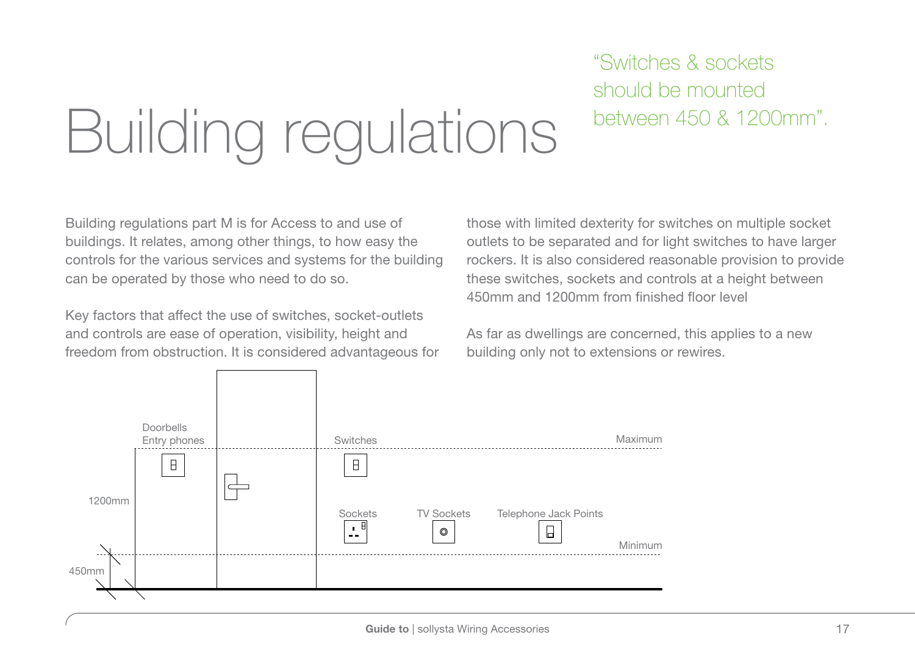# Building regulations

"Switches & sockets should be mounted between 450 & 1200mm".

Building regulations part M is for Access to and use of buildings. It relates, among other things, to how easy the controls for the various services and systems for the building can be operated by those who need to do so.

Key factors that affect the use of switches, socket-outlets and controls are ease of operation, visibility, height and freedom from obstruction. It is considered advantageous for those with limited dexterity for switches on multiple socket outlets to be separated and for light switches to have larger rockers. It is also considered reasonable provision to provide these switches, sockets and controls at a height between 450mm and 1200mm from finished floor level

As far as dwellings are concerned, this applies to a new building only not to extensions or rewires.

Doorbells
Entry phones

Switches

Maximum

1200mm

Sockets

TV Sockets

Telephone Jack Points

Minimum

450mm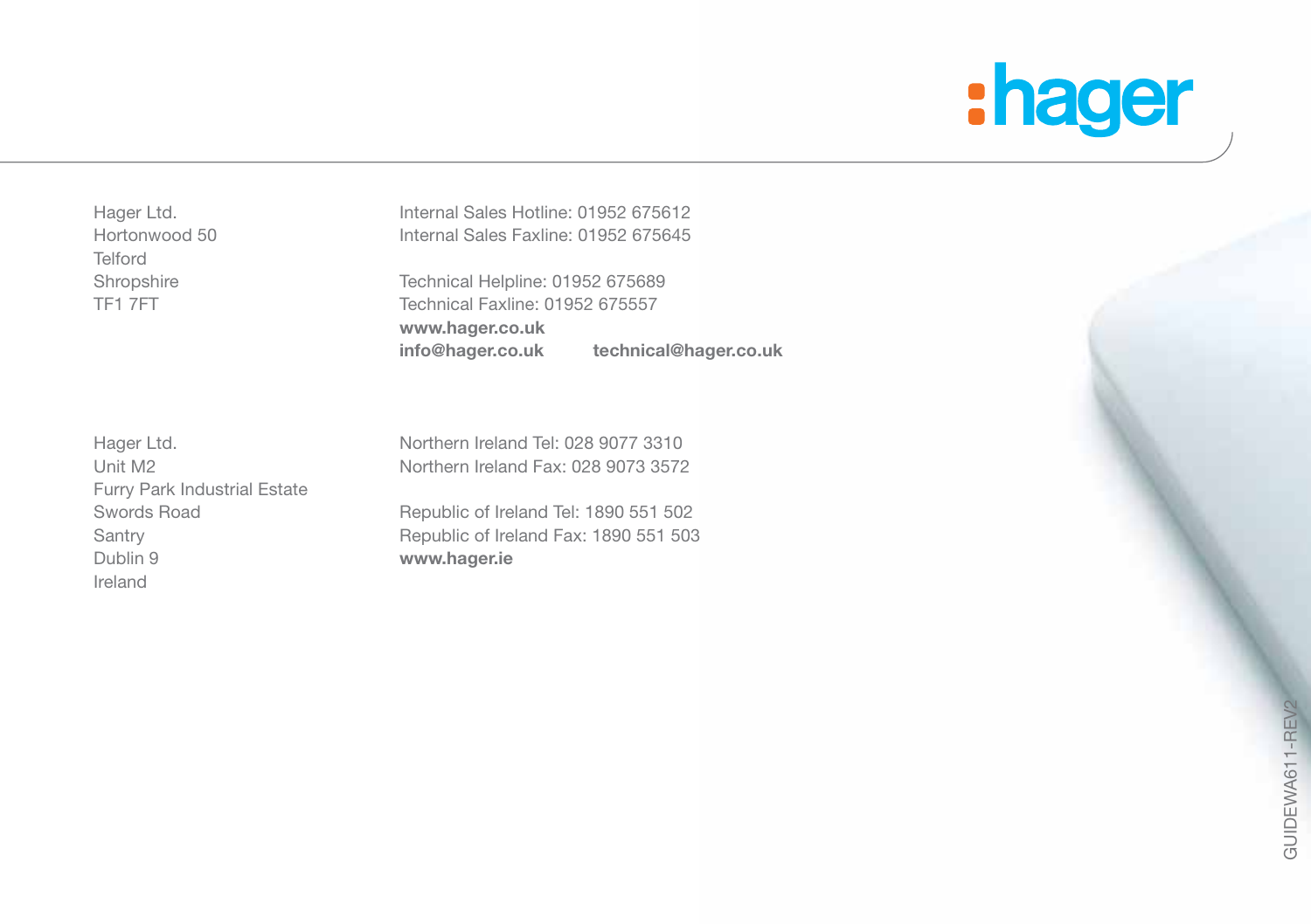Hager Ltd.
Hortonwood 50
Telford
Shropshire
TF1 7FT

Internal Sales Hotline: 01952 675612
Internal Sales Faxline: 01952 675645

Technical Helpline: 01952 675689
Technical Faxline: 01952 675557
**www.hager.co.uk**
**info@hager.co.uk** **technical@hager.co.uk**

Hager Ltd.
Unit M2
Furry Park Industrial Estate
Swords Road
Santry
Dublin 9
Ireland

Northern Ireland Tel: 028 9077 3310
Northern Ireland Fax: 028 9073 3572

Republic of Ireland Tel: 1890 551 502
Republic of Ireland Fax: 1890 551 503
**www.hager.ie**

GUIDEWA611-REV2